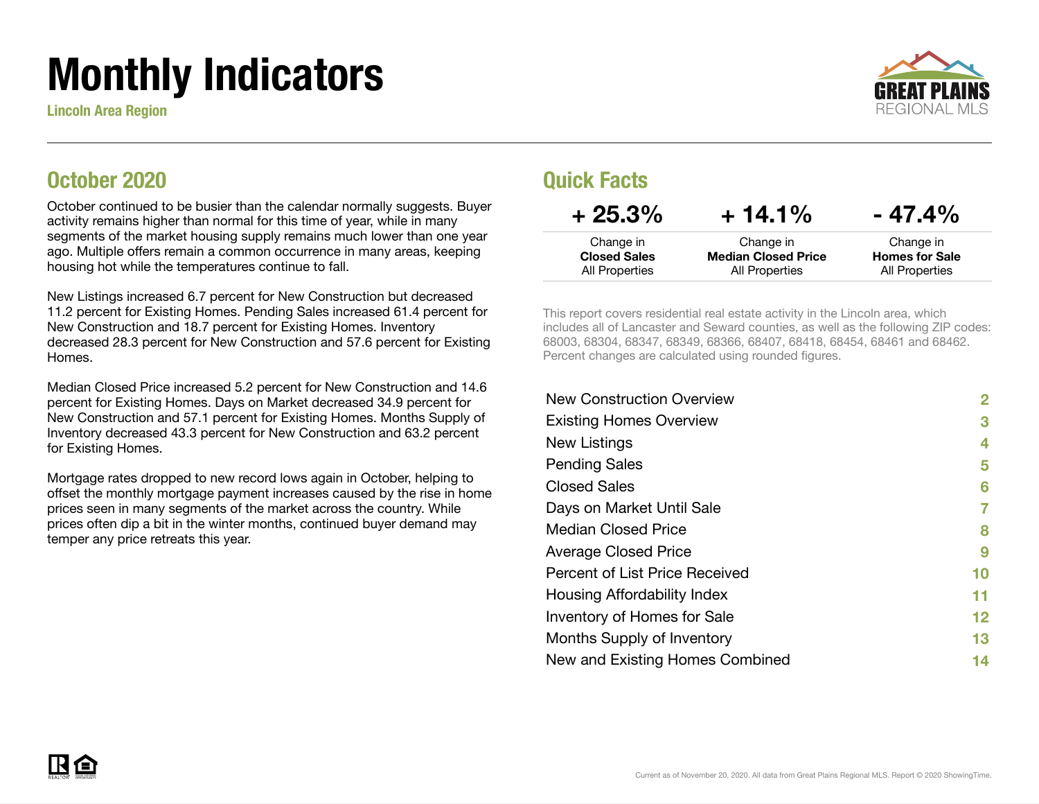# Monthly Indicators

**Lincoln Area Region**

## October 2020

October continued to be busier than the calendar normally suggests. Buyer activity remains higher than normal for this time of year, while in many segments of the market housing supply remains much lower than one year ago. Multiple offers remain a common occurrence in many areas, keeping housing hot while the temperatures continue to fall.

New Listings increased 6.7 percent for New Construction but decreased 11.2 percent for Existing Homes. Pending Sales increased 61.4 percent for New Construction and 18.7 percent for Existing Homes. Inventory decreased 28.3 percent for New Construction and 57.6 percent for Existing Homes.

Median Closed Price increased 5.2 percent for New Construction and 14.6 percent for Existing Homes. Days on Market decreased 34.9 percent for New Construction and 57.1 percent for Existing Homes. Months Supply of Inventory decreased 43.3 percent for New Construction and 63.2 percent for Existing Homes.

Mortgage rates dropped to new record lows again in October, helping to offset the monthly mortgage payment increases caused by the rise in home prices seen in many segments of the market across the country. While prices often dip a bit in the winter months, continued buyer demand may temper any price retreats this year.

## Quick Facts

| + 25.3% | + 14.1% | - 47.4% |
|---|---|---|
| Change in **Closed Sales** All Properties | Change in **Median Closed Price** All Properties | Change in **Homes for Sale** All Properties |

This report covers residential real estate activity in the Lincoln area, which includes all of Lancaster and Seward counties, as well as the following ZIP codes: 68003, 68304, 68347, 68349, 68366, 68407, 68418, 68454, 68461 and 68462. Percent changes are calculated using rounded figures.

| | |
|---|---|
| New Construction Overview | 2 |
| Existing Homes Overview | 3 |
| New Listings | 4 |
| Pending Sales | 5 |
| Closed Sales | 6 |
| Days on Market Until Sale | 7 |
| Median Closed Price | 8 |
| Average Closed Price | 9 |
| Percent of List Price Received | 10 |
| Housing Affordability Index | 11 |
| Inventory of Homes for Sale | 12 |
| Months Supply of Inventory | 13 |
| New and Existing Homes Combined | 14 |

Current as of November 20, 2020. All data from Great Plains Regional MLS. Report © 2020 ShowingTime.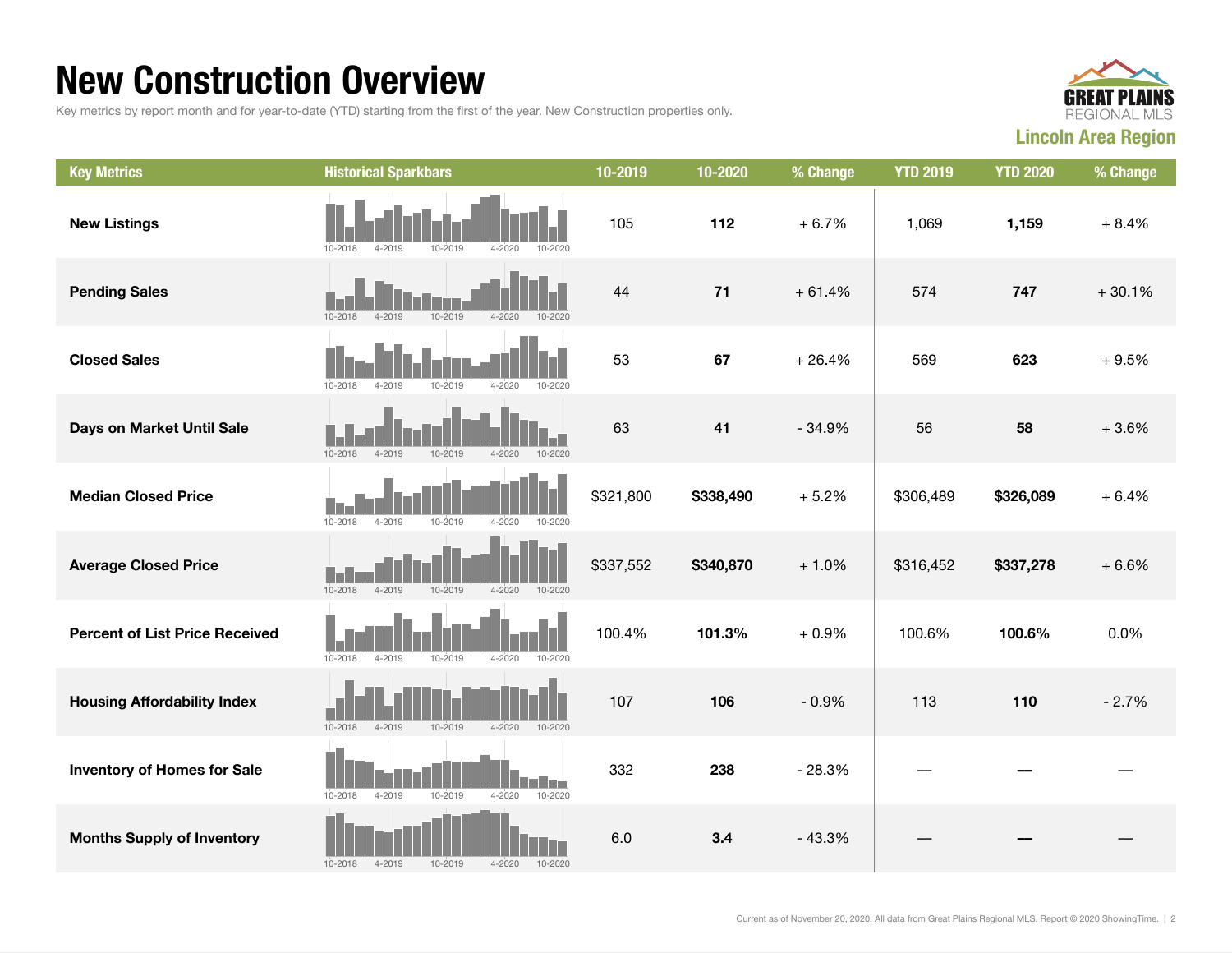# New Construction Overview

Key metrics by report month and for year-to-date (YTD) starting from the first of the year. New Construction properties only.

**Lincoln Area Region**

| Key Metrics | Historical Sparkbars | 10-2019 | 10-2020 | % Change | YTD 2019 | YTD 2020 | % Change |
|---|---|---|---|---|---|---|---|
| **New Listings** | 10-2018 4-2019 10-2019 4-2020 10-2020 | 105 | **112** | + 6.7% | 1,069 | **1,159** | + 8.4% |
| **Pending Sales** | 10-2018 4-2019 10-2019 4-2020 10-2020 | 44 | **71** | + 61.4% | 574 | **747** | + 30.1% |
| **Closed Sales** | 10-2018 4-2019 10-2019 4-2020 10-2020 | 53 | **67** | + 26.4% | 569 | **623** | + 9.5% |
| **Days on Market Until Sale** | 10-2018 4-2019 10-2019 4-2020 10-2020 | 63 | **41** | - 34.9% | 56 | **58** | + 3.6% |
| **Median Closed Price** | 10-2018 4-2019 10-2019 4-2020 10-2020 | $321,800 | **$338,490** | + 5.2% | $306,489 | **$326,089** | + 6.4% |
| **Average Closed Price** | 10-2018 4-2019 10-2019 4-2020 10-2020 | $337,552 | **$340,870** | + 1.0% | $316,452 | **$337,278** | + 6.6% |
| **Percent of List Price Received** | 10-2018 4-2019 10-2019 4-2020 10-2020 | 100.4% | **101.3%** | + 0.9% | 100.6% | **100.6%** | 0.0% |
| **Housing Affordability Index** | 10-2018 4-2019 10-2019 4-2020 10-2020 | 107 | **106** | - 0.9% | 113 | **110** | - 2.7% |
| **Inventory of Homes for Sale** | 10-2018 4-2019 10-2019 4-2020 10-2020 | 332 | **238** | - 28.3% | — | **—** | — |
| **Months Supply of Inventory** | 10-2018 4-2019 10-2019 4-2020 10-2020 | 6.0 | **3.4** | - 43.3% | — | **—** | — |

Current as of November 20, 2020. All data from Great Plains Regional MLS. Report © 2020 ShowingTime.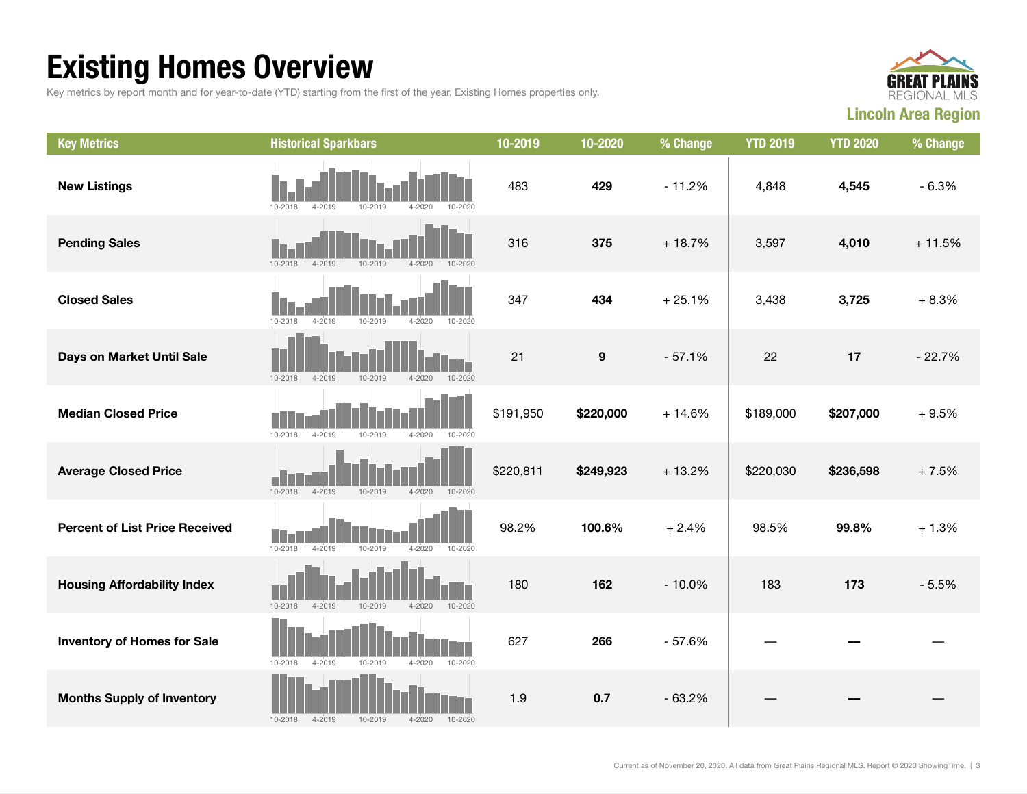# Existing Homes Overview

Key metrics by report month and for year-to-date (YTD) starting from the first of the year. Existing Homes properties only.

GREAT PLAINS REGIONAL MLS

**Lincoln Area Region**

| Key Metrics | Historical Sparkbars | 10-2019 | 10-2020 | % Change | YTD 2019 | YTD 2020 | % Change |
|---|---|---|---|---|---|---|---|
| **New Listings** | 10-2018 4-2019 10-2019 4-2020 10-2020 | 483 | **429** | - 11.2% | 4,848 | **4,545** | - 6.3% |
| **Pending Sales** | 10-2018 4-2019 10-2019 4-2020 10-2020 | 316 | **375** | + 18.7% | 3,597 | **4,010** | + 11.5% |
| **Closed Sales** | 10-2018 4-2019 10-2019 4-2020 10-2020 | 347 | **434** | + 25.1% | 3,438 | **3,725** | + 8.3% |
| **Days on Market Until Sale** | 10-2018 4-2019 10-2019 4-2020 10-2020 | 21 | **9** | - 57.1% | 22 | **17** | - 22.7% |
| **Median Closed Price** | 10-2018 4-2019 10-2019 4-2020 10-2020 | $191,950 | **$220,000** | + 14.6% | $189,000 | **$207,000** | + 9.5% |
| **Average Closed Price** | 10-2018 4-2019 10-2019 4-2020 10-2020 | $220,811 | **$249,923** | + 13.2% | $220,030 | **$236,598** | + 7.5% |
| **Percent of List Price Received** | 10-2018 4-2019 10-2019 4-2020 10-2020 | 98.2% | **100.6%** | + 2.4% | 98.5% | **99.8%** | + 1.3% |
| **Housing Affordability Index** | 10-2018 4-2019 10-2019 4-2020 10-2020 | 180 | **162** | - 10.0% | 183 | **173** | - 5.5% |
| **Inventory of Homes for Sale** | 10-2018 4-2019 10-2019 4-2020 10-2020 | 627 | **266** | - 57.6% | — | **—** | — |
| **Months Supply of Inventory** | 10-2018 4-2019 10-2019 4-2020 10-2020 | 1.9 | **0.7** | - 63.2% | — | **—** | — |

Current as of November 20, 2020. All data from Great Plains Regional MLS. Report © 2020 ShowingTime.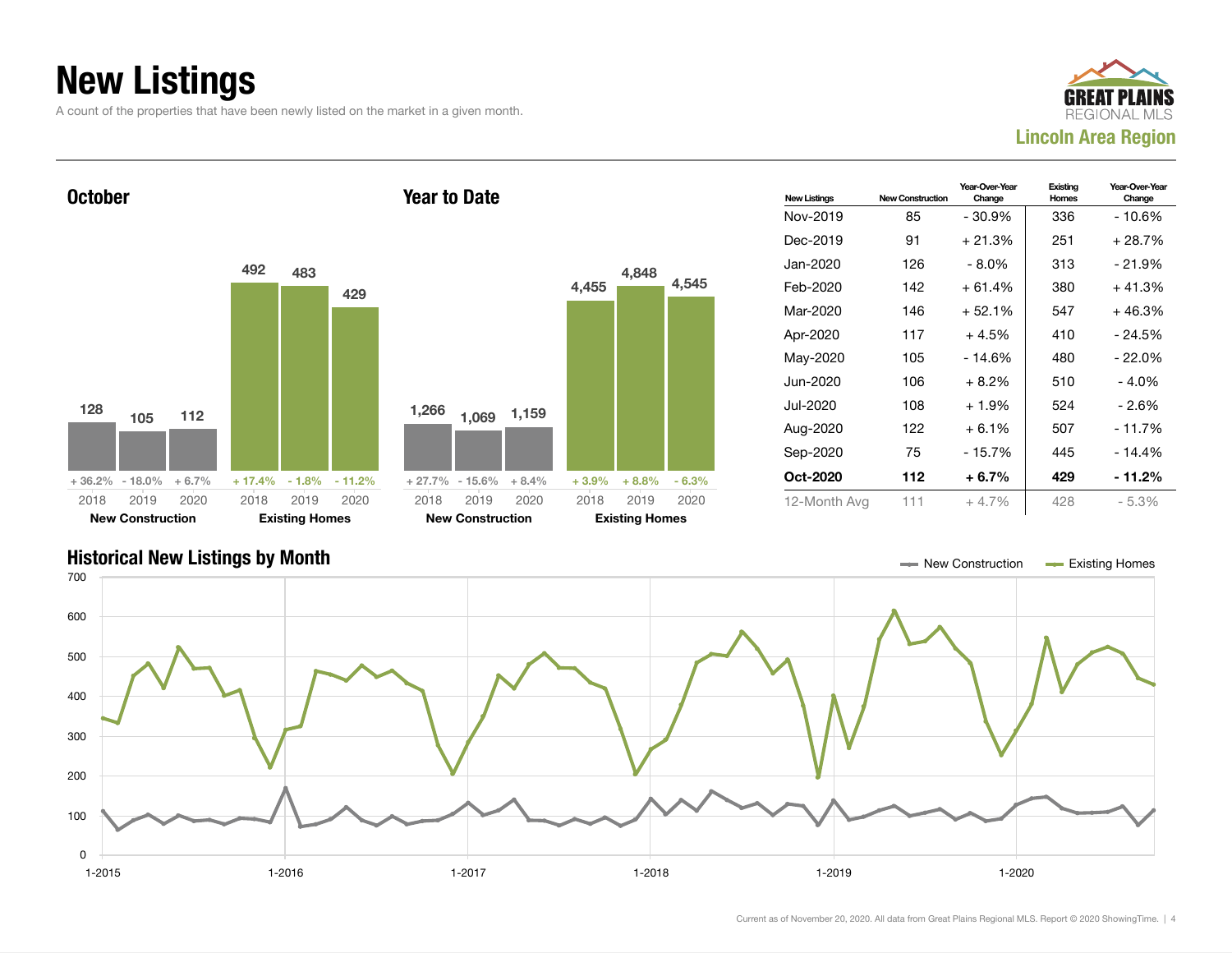# New Listings

A count of the properties that have been newly listed on the market in a given month.

**Lincoln Area Region**

## October

| | 2018 | 2019 | 2020 |
|---|---|---|---|
| New Construction | 128 | 105 | 112 |
| Change | + 36.2% | - 18.0% | + 6.7% |
| Existing Homes | 492 | 483 | 429 |
| Change | + 17.4% | - 1.8% | - 11.2% |

## Year to Date

| | 2018 | 2019 | 2020 |
|---|---|---|---|
| New Construction | 1,266 | 1,069 | 1,159 |
| Change | + 27.7% | - 15.6% | + 8.4% |
| Existing Homes | 4,455 | 4,848 | 4,545 |
| Change | + 3.9% | + 8.8% | - 6.3% |

| New Listings | New Construction | Year-Over-Year Change | Existing Homes | Year-Over-Year Change |
|---|---|---|---|---|
| Nov-2019 | 85 | - 30.9% | 336 | - 10.6% |
| Dec-2019 | 91 | + 21.3% | 251 | + 28.7% |
| Jan-2020 | 126 | - 8.0% | 313 | - 21.9% |
| Feb-2020 | 142 | + 61.4% | 380 | + 41.3% |
| Mar-2020 | 146 | + 52.1% | 547 | + 46.3% |
| Apr-2020 | 117 | + 4.5% | 410 | - 24.5% |
| May-2020 | 105 | - 14.6% | 480 | - 22.0% |
| Jun-2020 | 106 | + 8.2% | 510 | - 4.0% |
| Jul-2020 | 108 | + 1.9% | 524 | - 2.6% |
| Aug-2020 | 122 | + 6.1% | 507 | - 11.7% |
| Sep-2020 | 75 | - 15.7% | 445 | - 14.4% |
| **Oct-2020** | **112** | **+ 6.7%** | **429** | **- 11.2%** |
| 12-Month Avg | 111 | + 4.7% | 428 | - 5.3% |

## Historical New Listings by Month

New Construction — Existing Homes

Current as of November 20, 2020. All data from Great Plains Regional MLS. Report © 2020 ShowingTime.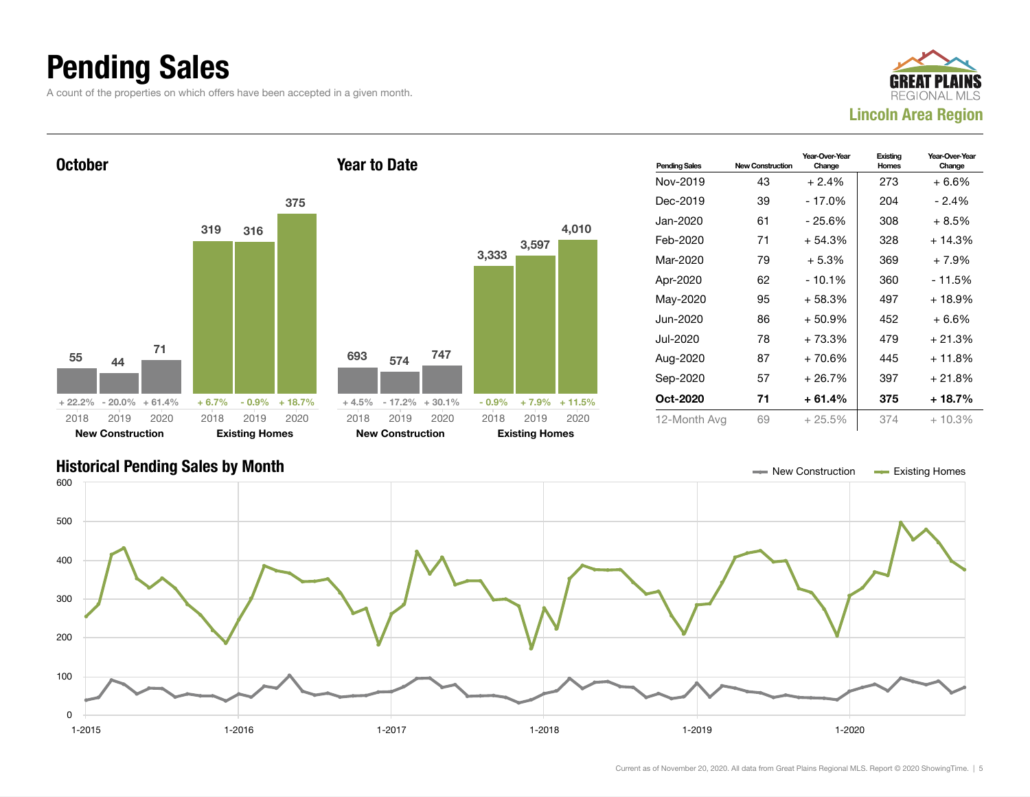# Pending Sales

A count of the properties on which offers have been accepted in a given month.

GREAT PLAINS REGIONAL MLS
**Lincoln Area Region**

## October

| | 2018 | 2019 | 2020 |
|---|---|---|---|
| New Construction | 55 | 44 | 71 |
| Change | + 22.2% | - 20.0% | + 61.4% |
| Existing Homes | 319 | 316 | 375 |
| Change | + 6.7% | - 0.9% | + 18.7% |

## Year to Date

| | 2018 | 2019 | 2020 |
|---|---|---|---|
| New Construction | 693 | 574 | 747 |
| Change | + 4.5% | - 17.2% | + 30.1% |
| Existing Homes | 3,333 | 3,597 | 4,010 |
| Change | - 0.9% | + 7.9% | + 11.5% |

| Pending Sales | New Construction | Year-Over-Year Change | Existing Homes | Year-Over-Year Change |
|---|---|---|---|---|
| Nov-2019 | 43 | + 2.4% | 273 | + 6.6% |
| Dec-2019 | 39 | - 17.0% | 204 | - 2.4% |
| Jan-2020 | 61 | - 25.6% | 308 | + 8.5% |
| Feb-2020 | 71 | + 54.3% | 328 | + 14.3% |
| Mar-2020 | 79 | + 5.3% | 369 | + 7.9% |
| Apr-2020 | 62 | - 10.1% | 360 | - 11.5% |
| May-2020 | 95 | + 58.3% | 497 | + 18.9% |
| Jun-2020 | 86 | + 50.9% | 452 | + 6.6% |
| Jul-2020 | 78 | + 73.3% | 479 | + 21.3% |
| Aug-2020 | 87 | + 70.6% | 445 | + 11.8% |
| Sep-2020 | 57 | + 26.7% | 397 | + 21.8% |
| **Oct-2020** | **71** | **+ 61.4%** | **375** | **+ 18.7%** |
| 12-Month Avg | 69 | + 25.5% | 374 | + 10.3% |

## Historical Pending Sales by Month

New Construction — Existing Homes

Current as of November 20, 2020. All data from Great Plains Regional MLS. Report © 2020 ShowingTime.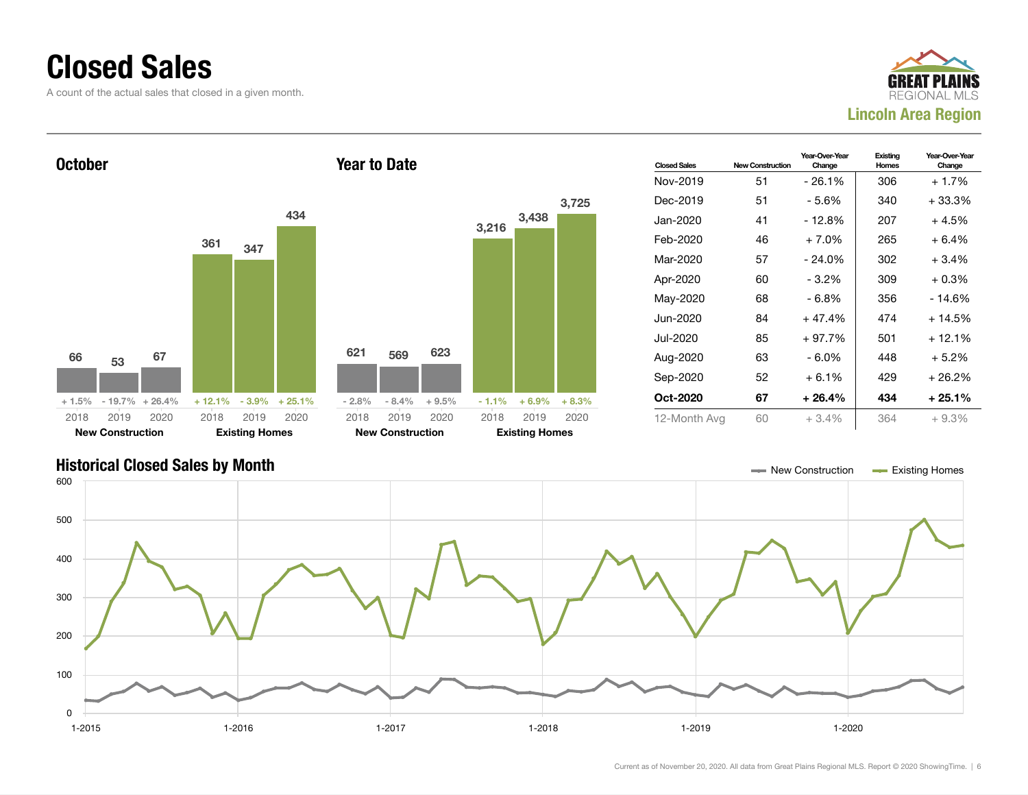# Closed Sales

A count of the actual sales that closed in a given month.

GREAT PLAINS REGIONAL MLS

**Lincoln Area Region**

## October

| | 2018 | 2019 | 2020 |
|---|---|---|---|
| New Construction | 66 | 53 | 67 |
| Change | + 1.5% | - 19.7% | + 26.4% |
| Existing Homes | 361 | 347 | 434 |
| Change | + 12.1% | - 3.9% | + 25.1% |

## Year to Date

| | 2018 | 2019 | 2020 |
|---|---|---|---|
| New Construction | 621 | 569 | 623 |
| Change | - 2.8% | - 8.4% | + 9.5% |
| Existing Homes | 3,216 | 3,438 | 3,725 |
| Change | - 1.1% | + 6.9% | + 8.3% |

| Closed Sales | New Construction | Year-Over-Year Change | Existing Homes | Year-Over-Year Change |
|---|---|---|---|---|
| Nov-2019 | 51 | - 26.1% | 306 | + 1.7% |
| Dec-2019 | 51 | - 5.6% | 340 | + 33.3% |
| Jan-2020 | 41 | - 12.8% | 207 | + 4.5% |
| Feb-2020 | 46 | + 7.0% | 265 | + 6.4% |
| Mar-2020 | 57 | - 24.0% | 302 | + 3.4% |
| Apr-2020 | 60 | - 3.2% | 309 | + 0.3% |
| May-2020 | 68 | - 6.8% | 356 | - 14.6% |
| Jun-2020 | 84 | + 47.4% | 474 | + 14.5% |
| Jul-2020 | 85 | + 97.7% | 501 | + 12.1% |
| Aug-2020 | 63 | - 6.0% | 448 | + 5.2% |
| Sep-2020 | 52 | + 6.1% | 429 | + 26.2% |
| **Oct-2020** | **67** | **+ 26.4%** | **434** | **+ 25.1%** |
| 12-Month Avg | 60 | + 3.4% | 364 | + 9.3% |

## Historical Closed Sales by Month

Legend: New Construction, Existing Homes

Y-axis: 0, 100, 200, 300, 400, 500, 600

X-axis: 1-2015, 1-2016, 1-2017, 1-2018, 1-2019, 1-2020

Current as of November 20, 2020. All data from Great Plains Regional MLS. Report © 2020 ShowingTime.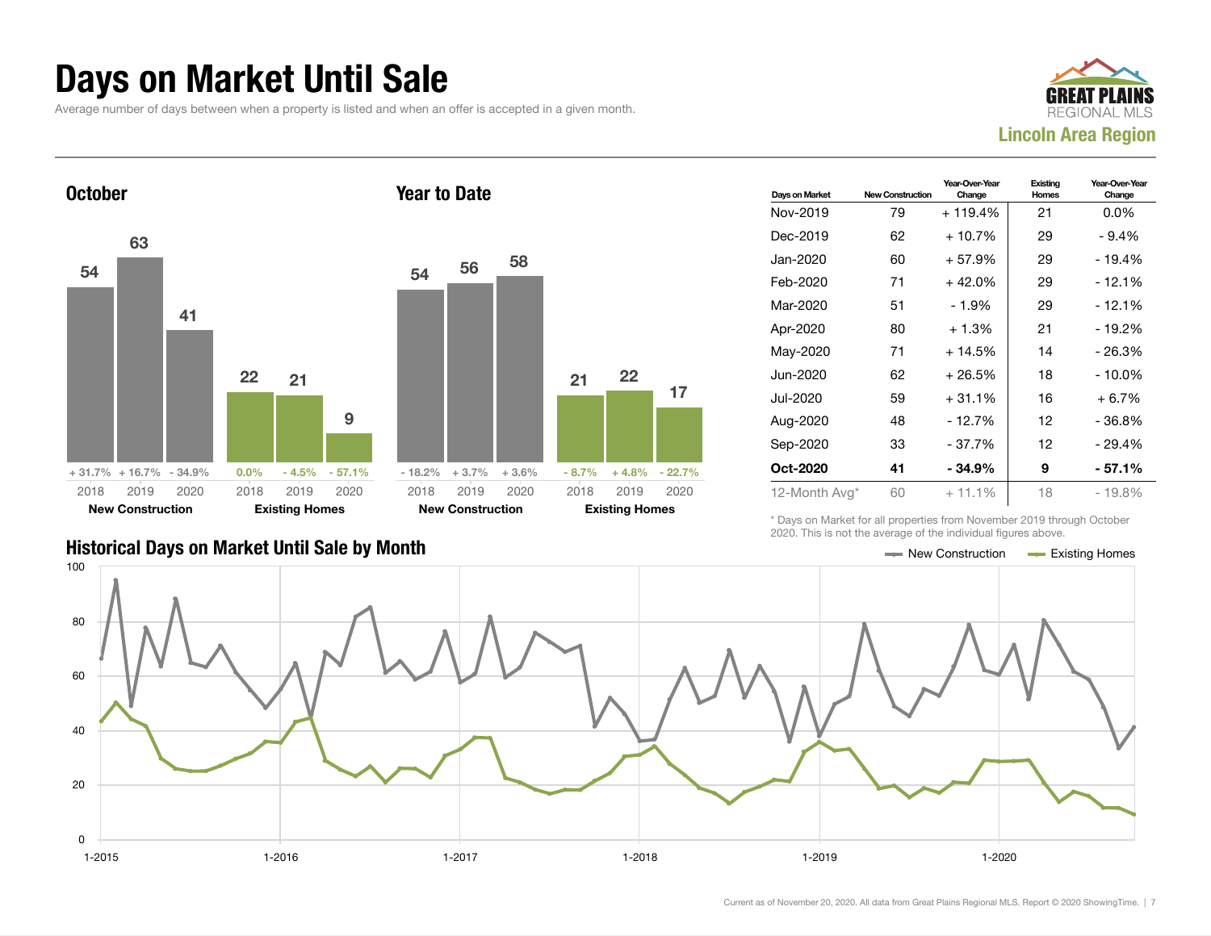# Days on Market Until Sale

Average number of days between when a property is listed and when an offer is accepted in a given month.

GREAT PLAINS REGIONAL MLS
**Lincoln Area Region**

## October

| | 2018 | 2019 | 2020 |
|---|---|---|---|
| **New Construction** | 54 | 63 | 41 |
| Change | + 31.7% | + 16.7% | - 34.9% |
| **Existing Homes** | 22 | 21 | 9 |
| Change | 0.0% | - 4.5% | - 57.1% |

## Year to Date

| | 2018 | 2019 | 2020 |
|---|---|---|---|
| **New Construction** | 54 | 56 | 58 |
| Change | - 18.2% | + 3.7% | + 3.6% |
| **Existing Homes** | 21 | 22 | 17 |
| Change | - 8.7% | + 4.8% | - 22.7% |

| Days on Market | New Construction | Year-Over-Year Change | Existing Homes | Year-Over-Year Change |
|---|---|---|---|---|
| Nov-2019 | 79 | + 119.4% | 21 | 0.0% |
| Dec-2019 | 62 | + 10.7% | 29 | - 9.4% |
| Jan-2020 | 60 | + 57.9% | 29 | - 19.4% |
| Feb-2020 | 71 | + 42.0% | 29 | - 12.1% |
| Mar-2020 | 51 | - 1.9% | 29 | - 12.1% |
| Apr-2020 | 80 | + 1.3% | 21 | - 19.2% |
| May-2020 | 71 | + 14.5% | 14 | - 26.3% |
| Jun-2020 | 62 | + 26.5% | 18 | - 10.0% |
| Jul-2020 | 59 | + 31.1% | 16 | + 6.7% |
| Aug-2020 | 48 | - 12.7% | 12 | - 36.8% |
| Sep-2020 | 33 | - 37.7% | 12 | - 29.4% |
| **Oct-2020** | **41** | **- 34.9%** | **9** | **- 57.1%** |
| 12-Month Avg* | 60 | + 11.1% | 18 | - 19.8% |

\* Days on Market for all properties from November 2019 through October 2020. This is not the average of the individual figures above.

## Historical Days on Market Until Sale by Month

New Construction — Existing Homes

Current as of November 20, 2020. All data from Great Plains Regional MLS. Report © 2020 ShowingTime.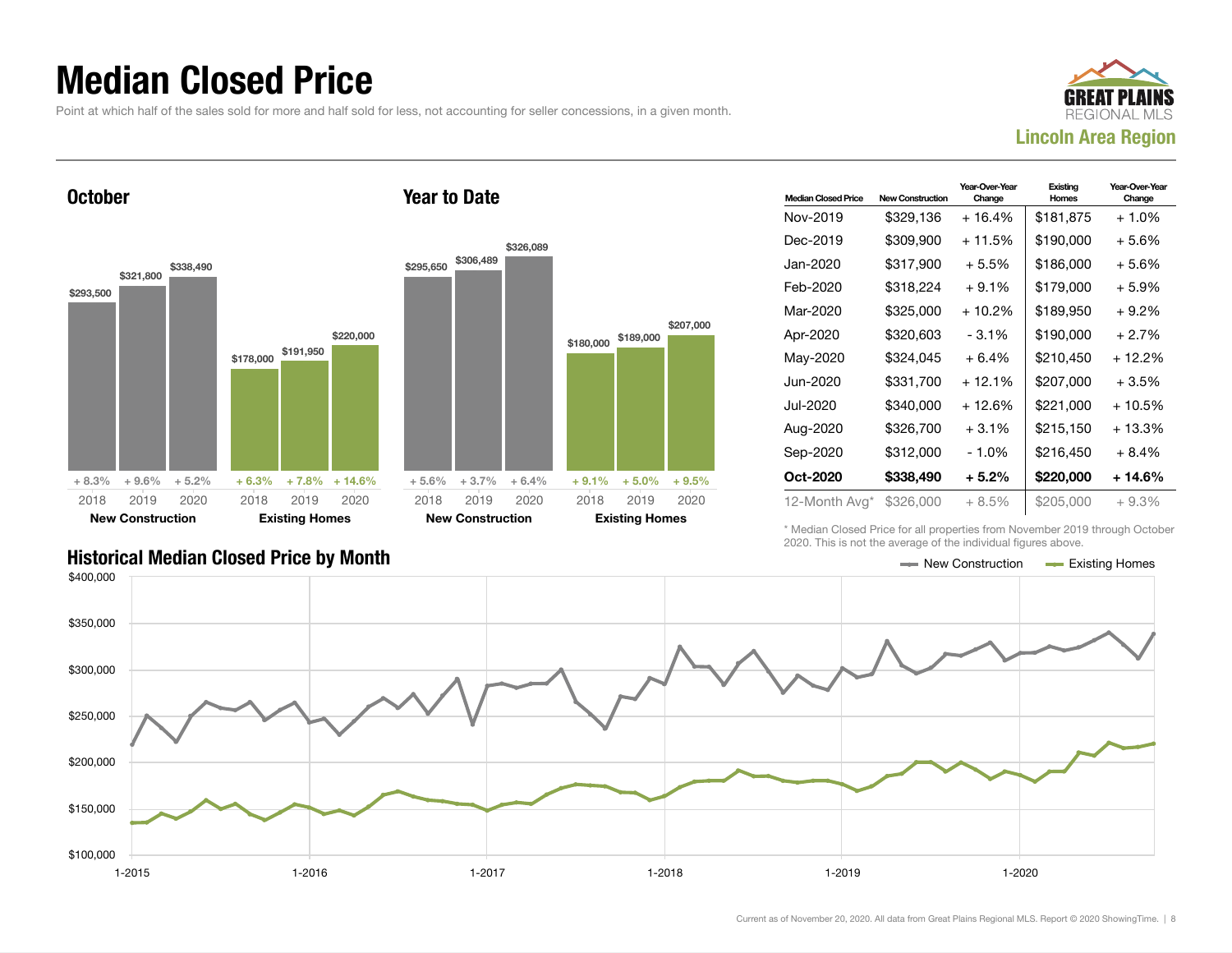# Median Closed Price

Point at which half of the sales sold for more and half sold for less, not accounting for seller concessions, in a given month.

GREAT PLAINS REGIONAL MLS
**Lincoln Area Region**

## October

| | 2018 | 2019 | 2020 |
|---|---|---|---|
| **New Construction** | $293,500 | $321,800 | $338,490 |
| Change | + 8.3% | + 9.6% | + 5.2% |
| **Existing Homes** | $178,000 | $191,950 | $220,000 |
| Change | + 6.3% | + 7.8% | + 14.6% |

## Year to Date

| | 2018 | 2019 | 2020 |
|---|---|---|---|
| **New Construction** | $295,650 | $306,489 | $326,089 |
| Change | + 5.6% | + 3.7% | + 6.4% |
| **Existing Homes** | $180,000 | $189,000 | $207,000 |
| Change | + 9.1% | + 5.0% | + 9.5% |

| Median Closed Price | New Construction | Year-Over-Year Change | Existing Homes | Year-Over-Year Change |
|---|---|---|---|---|
| Nov-2019 | $329,136 | + 16.4% | $181,875 | + 1.0% |
| Dec-2019 | $309,900 | + 11.5% | $190,000 | + 5.6% |
| Jan-2020 | $317,900 | + 5.5% | $186,000 | + 5.6% |
| Feb-2020 | $318,224 | + 9.1% | $179,000 | + 5.9% |
| Mar-2020 | $325,000 | + 10.2% | $189,950 | + 9.2% |
| Apr-2020 | $320,603 | - 3.1% | $190,000 | + 2.7% |
| May-2020 | $324,045 | + 6.4% | $210,450 | + 12.2% |
| Jun-2020 | $331,700 | + 12.1% | $207,000 | + 3.5% |
| Jul-2020 | $340,000 | + 12.6% | $221,000 | + 10.5% |
| Aug-2020 | $326,700 | + 3.1% | $215,150 | + 13.3% |
| Sep-2020 | $312,000 | - 1.0% | $216,450 | + 8.4% |
| **Oct-2020** | **$338,490** | **+ 5.2%** | **$220,000** | **+ 14.6%** |
| 12-Month Avg* | $326,000 | + 8.5% | $205,000 | + 9.3% |

\* Median Closed Price for all properties from November 2019 through October 2020. This is not the average of the individual figures above.

## Historical Median Closed Price by Month

New Construction — Existing Homes

Current as of November 20, 2020. All data from Great Plains Regional MLS. Report © 2020 ShowingTime.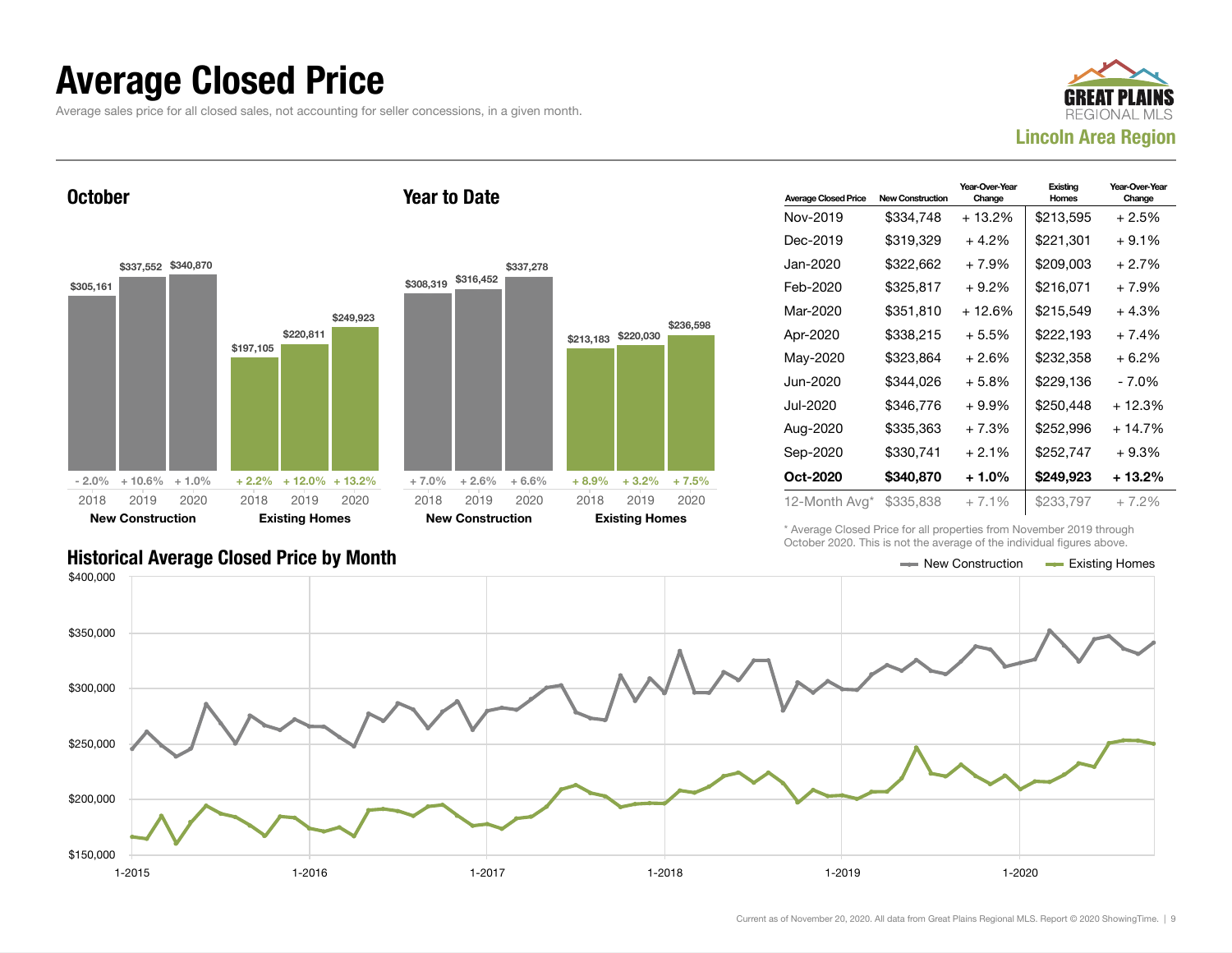# Average Closed Price

Average sales price for all closed sales, not accounting for seller concessions, in a given month.

**GREAT PLAINS REGIONAL MLS**
**Lincoln Area Region**

## October

| | 2018 | 2019 | 2020 |
|---|---|---|---|
| **New Construction** | $305,161 | $337,552 | $340,870 |
| Year-Over-Year Change | - 2.0% | + 10.6% | + 1.0% |
| **Existing Homes** | $197,105 | $220,811 | $249,923 |
| Year-Over-Year Change | + 2.2% | + 12.0% | + 13.2% |

## Year to Date

| | 2018 | 2019 | 2020 |
|---|---|---|---|
| **New Construction** | $308,319 | $316,452 | $337,278 |
| Year-Over-Year Change | + 7.0% | + 2.6% | + 6.6% |
| **Existing Homes** | $213,183 | $220,030 | $236,598 |
| Year-Over-Year Change | + 8.9% | + 3.2% | + 7.5% |

| Average Closed Price | New Construction | Year-Over-Year Change | Existing Homes | Year-Over-Year Change |
|---|---|---|---|---|
| Nov-2019 | $334,748 | + 13.2% | $213,595 | + 2.5% |
| Dec-2019 | $319,329 | + 4.2% | $221,301 | + 9.1% |
| Jan-2020 | $322,662 | + 7.9% | $209,003 | + 2.7% |
| Feb-2020 | $325,817 | + 9.2% | $216,071 | + 7.9% |
| Mar-2020 | $351,810 | + 12.6% | $215,549 | + 4.3% |
| Apr-2020 | $338,215 | + 5.5% | $222,193 | + 7.4% |
| May-2020 | $323,864 | + 2.6% | $232,358 | + 6.2% |
| Jun-2020 | $344,026 | + 5.8% | $229,136 | - 7.0% |
| Jul-2020 | $346,776 | + 9.9% | $250,448 | + 12.3% |
| Aug-2020 | $335,363 | + 7.3% | $252,996 | + 14.7% |
| Sep-2020 | $330,741 | + 2.1% | $252,747 | + 9.3% |
| **Oct-2020** | **$340,870** | **+ 1.0%** | **$249,923** | **+ 13.2%** |
| 12-Month Avg* | $335,838 | + 7.1% | $233,797 | + 7.2% |

\* Average Closed Price for all properties from November 2019 through October 2020. This is not the average of the individual figures above.

## Historical Average Closed Price by Month

New Construction — Existing Homes

$400,000 | $350,000 | $300,000 | $250,000 | $200,000 | $150,000

1-2015 | 1-2016 | 1-2017 | 1-2018 | 1-2019 | 1-2020

Current as of November 20, 2020. All data from Great Plains Regional MLS. Report © 2020 ShowingTime.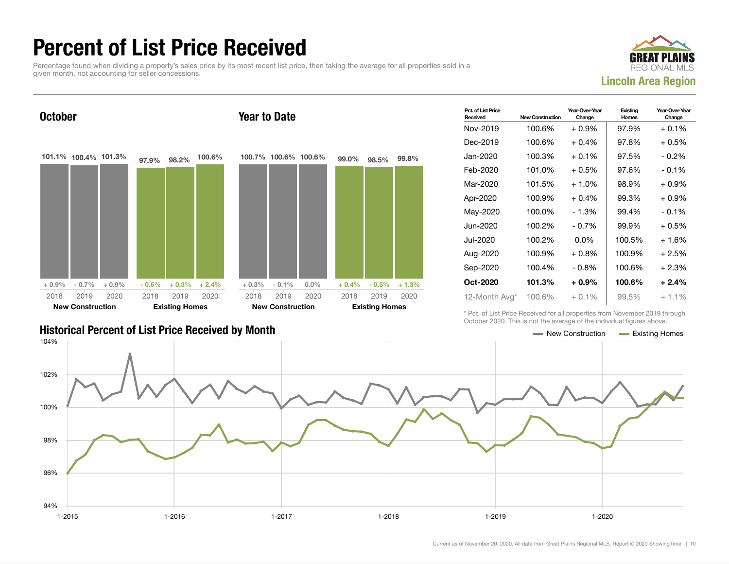# Percent of List Price Received

Percentage found when dividing a property's sales price by its most recent list price, then taking the average for all properties sold in a given month, not accounting for seller concessions.

GREAT PLAINS REGIONAL MLS

**Lincoln Area Region**

## October

| | 2018 | 2019 | 2020 |
|---|---|---|---|
| New Construction | 101.1% | 100.4% | 101.3% |
| Year-Over-Year Change | + 0.9% | - 0.7% | + 0.9% |
| Existing Homes | 97.9% | 98.2% | 100.6% |
| Year-Over-Year Change | - 0.6% | + 0.3% | + 2.4% |

## Year to Date

| | 2018 | 2019 | 2020 |
|---|---|---|---|
| New Construction | 100.7% | 100.6% | 100.6% |
| Year-Over-Year Change | + 0.3% | - 0.1% | 0.0% |
| Existing Homes | 99.0% | 98.5% | 99.8% |
| Year-Over-Year Change | + 0.4% | - 0.5% | + 1.3% |

| Pct. of List Price Received | New Construction | Year-Over-Year Change | Existing Homes | Year-Over-Year Change |
|---|---|---|---|---|
| Nov-2019 | 100.6% | + 0.9% | 97.9% | + 0.1% |
| Dec-2019 | 100.6% | + 0.4% | 97.8% | + 0.5% |
| Jan-2020 | 100.3% | + 0.1% | 97.5% | - 0.2% |
| Feb-2020 | 101.0% | + 0.5% | 97.6% | - 0.1% |
| Mar-2020 | 101.5% | + 1.0% | 98.9% | + 0.9% |
| Apr-2020 | 100.9% | + 0.4% | 99.3% | + 0.9% |
| May-2020 | 100.0% | - 1.3% | 99.4% | - 0.1% |
| Jun-2020 | 100.2% | - 0.7% | 99.9% | + 0.5% |
| Jul-2020 | 100.2% | 0.0% | 100.5% | + 1.6% |
| Aug-2020 | 100.9% | + 0.8% | 100.9% | + 2.5% |
| Sep-2020 | 100.4% | - 0.8% | 100.6% | + 2.3% |
| **Oct-2020** | **101.3%** | **+ 0.9%** | **100.6%** | **+ 2.4%** |
| 12-Month Avg* | 100.6% | + 0.1% | 99.5% | + 1.1% |

\* Pct. of List Price Received for all properties from November 2019 through October 2020. This is not the average of the individual figures above.

## Historical Percent of List Price Received by Month

New Construction — Existing Homes

Current as of November 20, 2020. All data from Great Plains Regional MLS. Report © 2020 ShowingTime.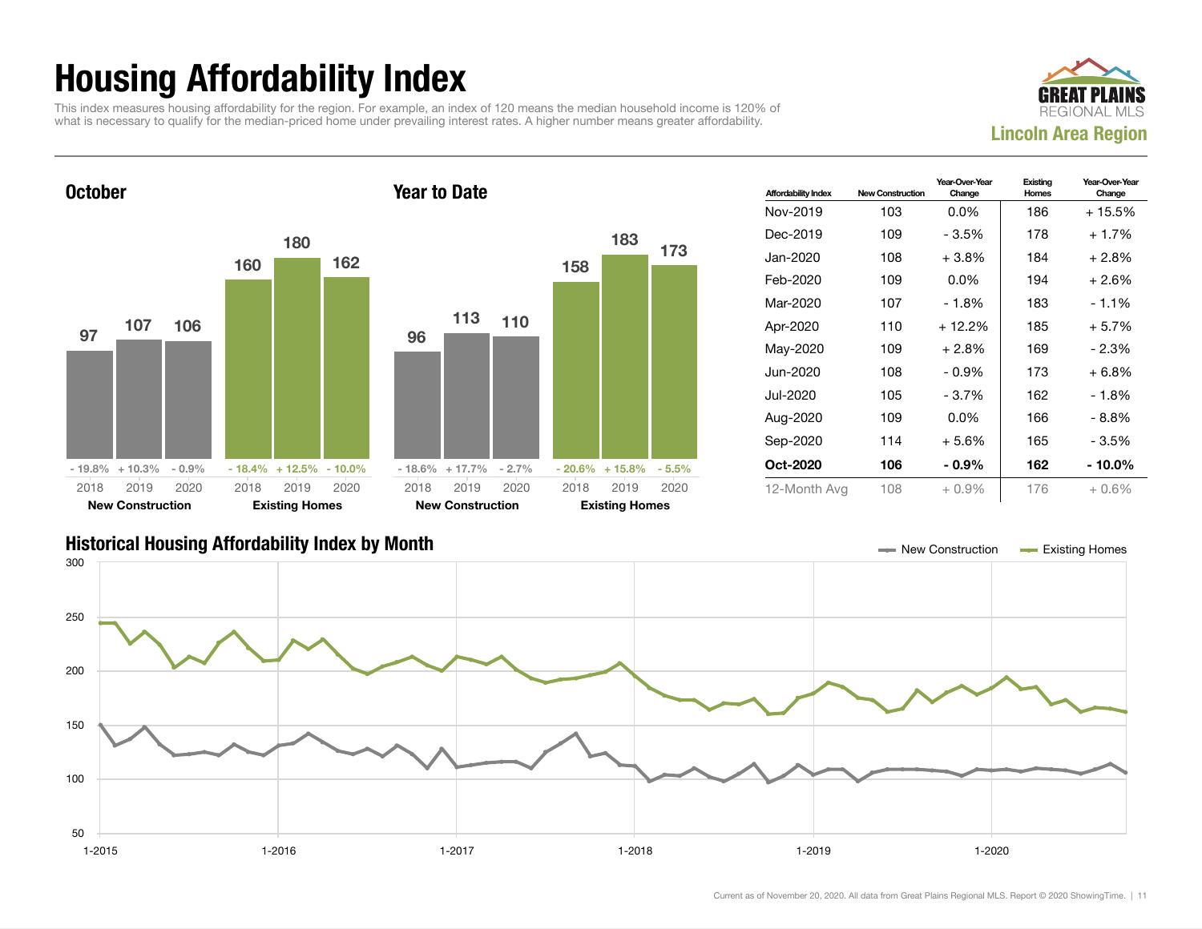# Housing Affordability Index

This index measures housing affordability for the region. For example, an index of 120 means the median household income is 120% of what is necessary to qualify for the median-priced home under prevailing interest rates. A higher number means greater affordability.

**GREAT PLAINS REGIONAL MLS**
**Lincoln Area Region**

## October

| | 2018 | 2019 | 2020 |
|---|---|---|---|
| New Construction | 97 | 107 | 106 |
| Change | - 19.8% | + 10.3% | - 0.9% |
| Existing Homes | 160 | 180 | 162 |
| Change | - 18.4% | + 12.5% | - 10.0% |

## Year to Date

| | 2018 | 2019 | 2020 |
|---|---|---|---|
| New Construction | 96 | 113 | 110 |
| Change | - 18.6% | + 17.7% | - 2.7% |
| Existing Homes | 158 | 183 | 173 |
| Change | - 20.6% | + 15.8% | - 5.5% |

| Affordability Index | New Construction | Year-Over-Year Change | Existing Homes | Year-Over-Year Change |
|---|---|---|---|---|
| Nov-2019 | 103 | 0.0% | 186 | + 15.5% |
| Dec-2019 | 109 | - 3.5% | 178 | + 1.7% |
| Jan-2020 | 108 | + 3.8% | 184 | + 2.8% |
| Feb-2020 | 109 | 0.0% | 194 | + 2.6% |
| Mar-2020 | 107 | - 1.8% | 183 | - 1.1% |
| Apr-2020 | 110 | + 12.2% | 185 | + 5.7% |
| May-2020 | 109 | + 2.8% | 169 | - 2.3% |
| Jun-2020 | 108 | - 0.9% | 173 | + 6.8% |
| Jul-2020 | 105 | - 3.7% | 162 | - 1.8% |
| Aug-2020 | 109 | 0.0% | 166 | - 8.8% |
| Sep-2020 | 114 | + 5.6% | 165 | - 3.5% |
| **Oct-2020** | **106** | **- 0.9%** | **162** | **- 10.0%** |
| 12-Month Avg | 108 | + 0.9% | 176 | + 0.6% |

## Historical Housing Affordability Index by Month

New Construction — Existing Homes

Current as of November 20, 2020. All data from Great Plains Regional MLS. Report © 2020 ShowingTime.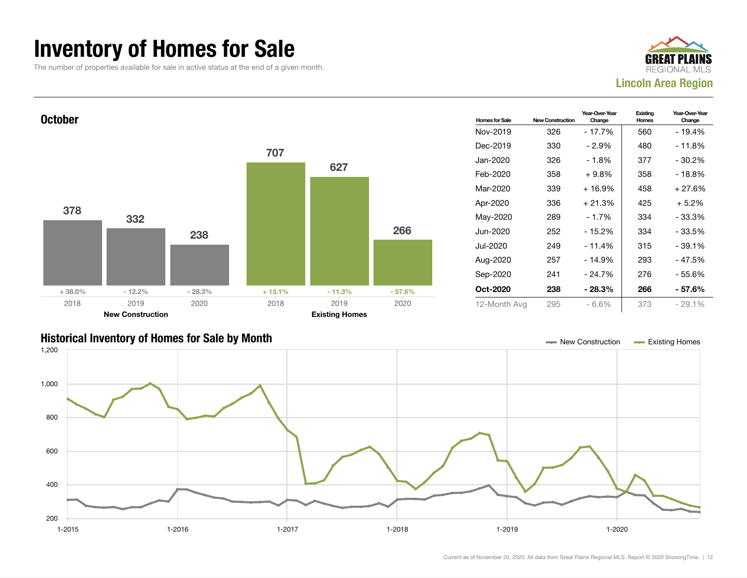# Inventory of Homes for Sale

The number of properties available for sale in active status at the end of a given month.

GREAT PLAINS REGIONAL MLS
**Lincoln Area Region**

## October

| | 2018 | 2019 | 2020 |
|---|---|---|---|
| **New Construction** | 378 | 332 | 238 |
| Change | + 38.0% | - 12.2% | - 28.3% |
| **Existing Homes** | 707 | 627 | 266 |
| Change | + 13.1% | - 11.3% | - 57.6% |

| Homes for Sale | New Construction | Year-Over-Year Change | Existing Homes | Year-Over-Year Change |
|---|---|---|---|---|
| Nov-2019 | 326 | - 17.7% | 560 | - 19.4% |
| Dec-2019 | 330 | - 2.9% | 480 | - 11.8% |
| Jan-2020 | 326 | - 1.8% | 377 | - 30.2% |
| Feb-2020 | 358 | + 9.8% | 358 | - 18.8% |
| Mar-2020 | 339 | + 16.9% | 458 | + 27.6% |
| Apr-2020 | 336 | + 21.3% | 425 | + 5.2% |
| May-2020 | 289 | - 1.7% | 334 | - 33.3% |
| Jun-2020 | 252 | - 15.2% | 334 | - 33.5% |
| Jul-2020 | 249 | - 11.4% | 315 | - 39.1% |
| Aug-2020 | 257 | - 14.9% | 293 | - 47.5% |
| Sep-2020 | 241 | - 24.7% | 276 | - 55.6% |
| **Oct-2020** | **238** | **- 28.3%** | **266** | **- 57.6%** |
| 12-Month Avg | 295 | - 6.6% | 373 | - 29.1% |

## Historical Inventory of Homes for Sale by Month

Legend: New Construction, Existing Homes

Y-axis: 200, 400, 600, 800, 1,000, 1,200
X-axis: 1-2015, 1-2016, 1-2017, 1-2018, 1-2019, 1-2020

Current as of November 20, 2020. All data from Great Plains Regional MLS. Report © 2020 ShowingTime.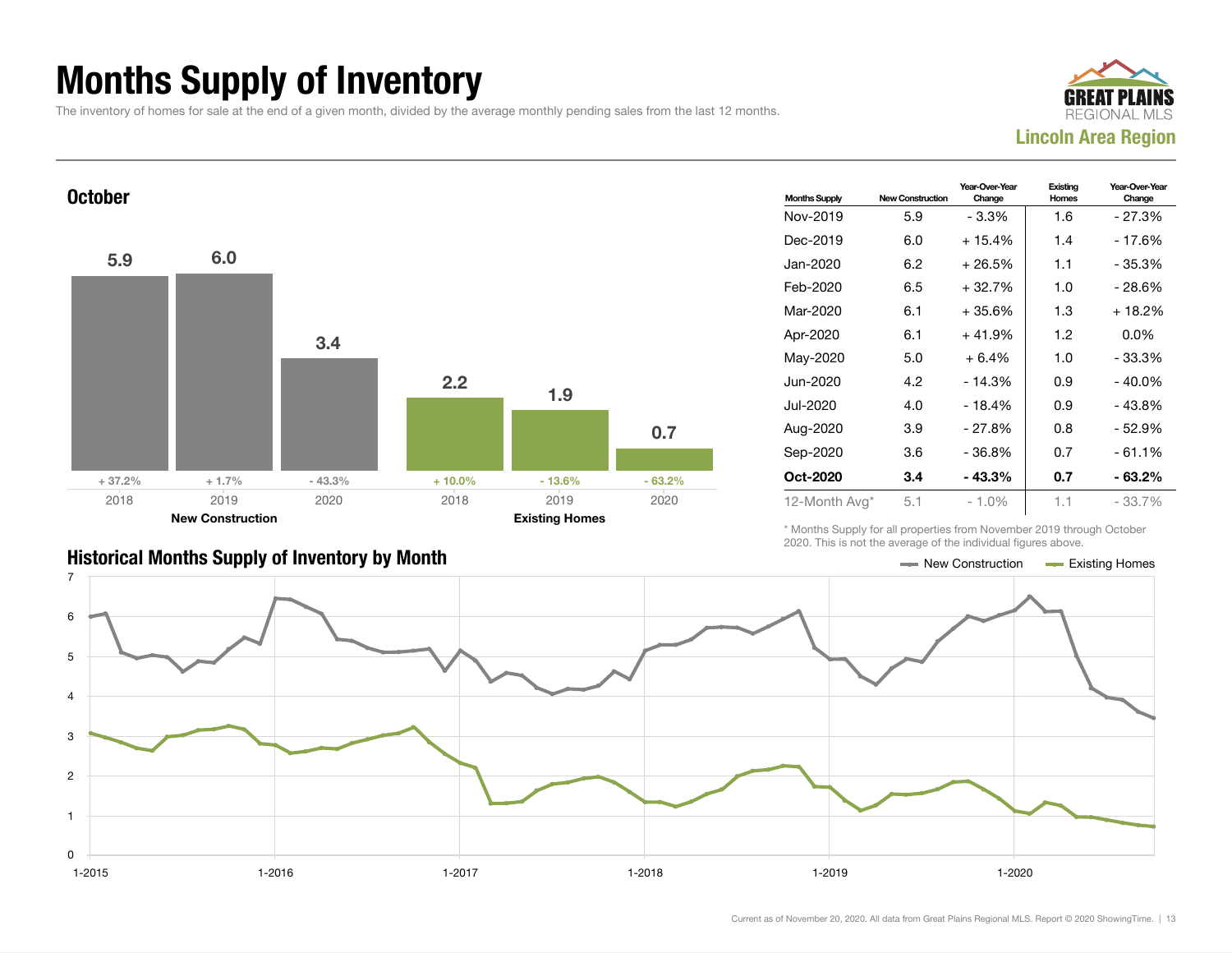# Months Supply of Inventory

The inventory of homes for sale at the end of a given month, divided by the average monthly pending sales from the last 12 months.

GREAT PLAINS REGIONAL MLS

**Lincoln Area Region**

## October

| | 2018 | 2019 | 2020 |
|---|---|---|---|
| New Construction | 5.9 (+ 37.2%) | 6.0 (+ 1.7%) | 3.4 (- 43.3%) |
| Existing Homes | 2.2 (+ 10.0%) | 1.9 (- 13.6%) | 0.7 (- 63.2%) |

| Months Supply | New Construction | Year-Over-Year Change | Existing Homes | Year-Over-Year Change |
|---|---|---|---|---|
| Nov-2019 | 5.9 | - 3.3% | 1.6 | - 27.3% |
| Dec-2019 | 6.0 | + 15.4% | 1.4 | - 17.6% |
| Jan-2020 | 6.2 | + 26.5% | 1.1 | - 35.3% |
| Feb-2020 | 6.5 | + 32.7% | 1.0 | - 28.6% |
| Mar-2020 | 6.1 | + 35.6% | 1.3 | + 18.2% |
| Apr-2020 | 6.1 | + 41.9% | 1.2 | 0.0% |
| May-2020 | 5.0 | + 6.4% | 1.0 | - 33.3% |
| Jun-2020 | 4.2 | - 14.3% | 0.9 | - 40.0% |
| Jul-2020 | 4.0 | - 18.4% | 0.9 | - 43.8% |
| Aug-2020 | 3.9 | - 27.8% | 0.8 | - 52.9% |
| Sep-2020 | 3.6 | - 36.8% | 0.7 | - 61.1% |
| **Oct-2020** | **3.4** | **- 43.3%** | **0.7** | **- 63.2%** |
| 12-Month Avg* | 5.1 | - 1.0% | 1.1 | - 33.7% |

* Months Supply for all properties from November 2019 through October 2020. This is not the average of the individual figures above.

## Historical Months Supply of Inventory by Month

Legend: New Construction, Existing Homes

Current as of November 20, 2020. All data from Great Plains Regional MLS. Report © 2020 ShowingTime.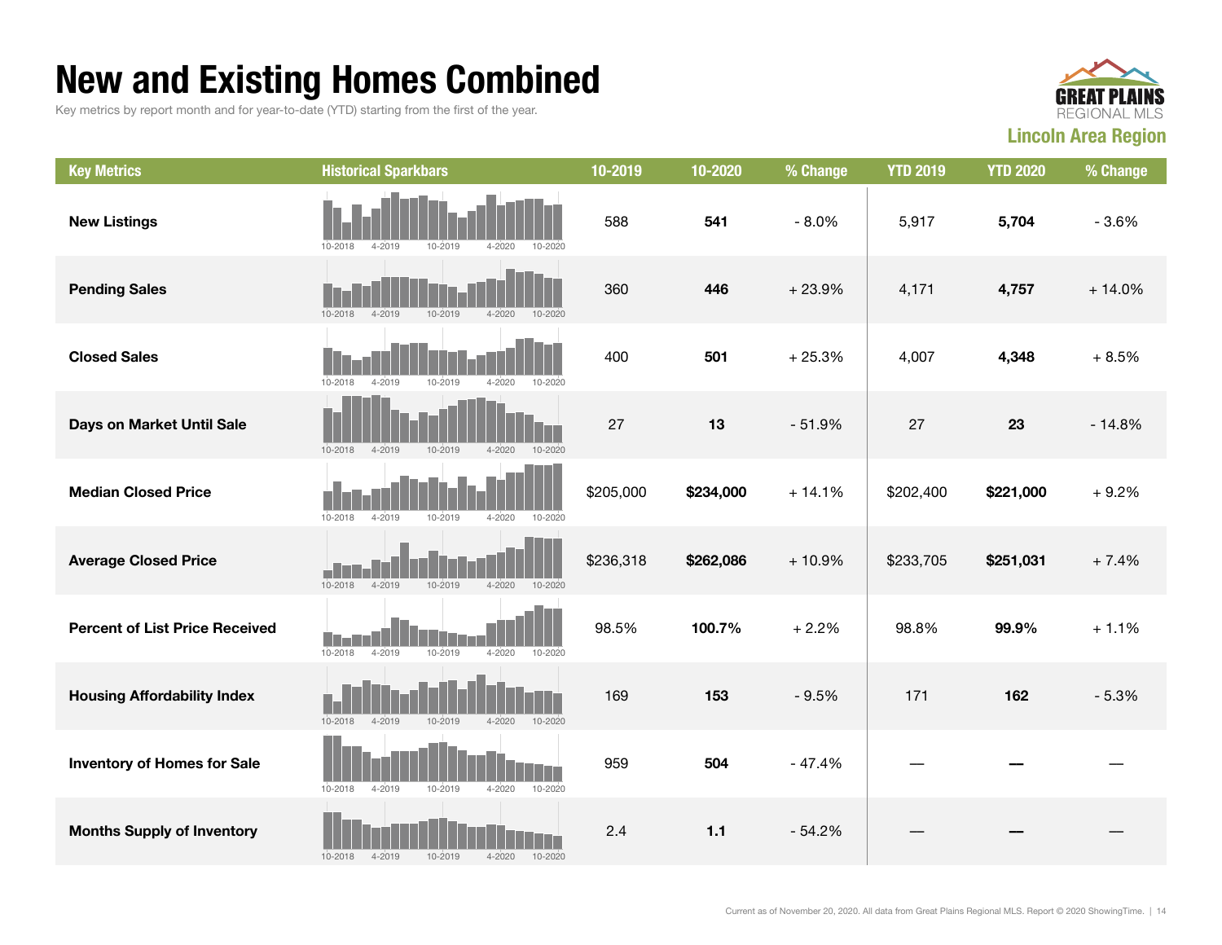# New and Existing Homes Combined

Key metrics by report month and for year-to-date (YTD) starting from the first of the year.

GREAT PLAINS REGIONAL MLS

**Lincoln Area Region**

| Key Metrics | Historical Sparkbars | 10-2019 | 10-2020 | % Change | YTD 2019 | YTD 2020 | % Change |
|---|---|---|---|---|---|---|---|
| **New Listings** | 10-2018 4-2019 10-2019 4-2020 10-2020 | 588 | **541** | - 8.0% | 5,917 | **5,704** | - 3.6% |
| **Pending Sales** | 10-2018 4-2019 10-2019 4-2020 10-2020 | 360 | **446** | + 23.9% | 4,171 | **4,757** | + 14.0% |
| **Closed Sales** | 10-2018 4-2019 10-2019 4-2020 10-2020 | 400 | **501** | + 25.3% | 4,007 | **4,348** | + 8.5% |
| **Days on Market Until Sale** | 10-2018 4-2019 10-2019 4-2020 10-2020 | 27 | **13** | - 51.9% | 27 | **23** | - 14.8% |
| **Median Closed Price** | 10-2018 4-2019 10-2019 4-2020 10-2020 | $205,000 | **$234,000** | + 14.1% | $202,400 | **$221,000** | + 9.2% |
| **Average Closed Price** | 10-2018 4-2019 10-2019 4-2020 10-2020 | $236,318 | **$262,086** | + 10.9% | $233,705 | **$251,031** | + 7.4% |
| **Percent of List Price Received** | 10-2018 4-2019 10-2019 4-2020 10-2020 | 98.5% | **100.7%** | + 2.2% | 98.8% | **99.9%** | + 1.1% |
| **Housing Affordability Index** | 10-2018 4-2019 10-2019 4-2020 10-2020 | 169 | **153** | - 9.5% | 171 | **162** | - 5.3% |
| **Inventory of Homes for Sale** | 10-2018 4-2019 10-2019 4-2020 10-2020 | 959 | **504** | - 47.4% | — | **—** | — |
| **Months Supply of Inventory** | 10-2018 4-2019 10-2019 4-2020 10-2020 | 2.4 | **1.1** | - 54.2% | — | **—** | — |

Current as of November 20, 2020. All data from Great Plains Regional MLS. Report © 2020 ShowingTime.